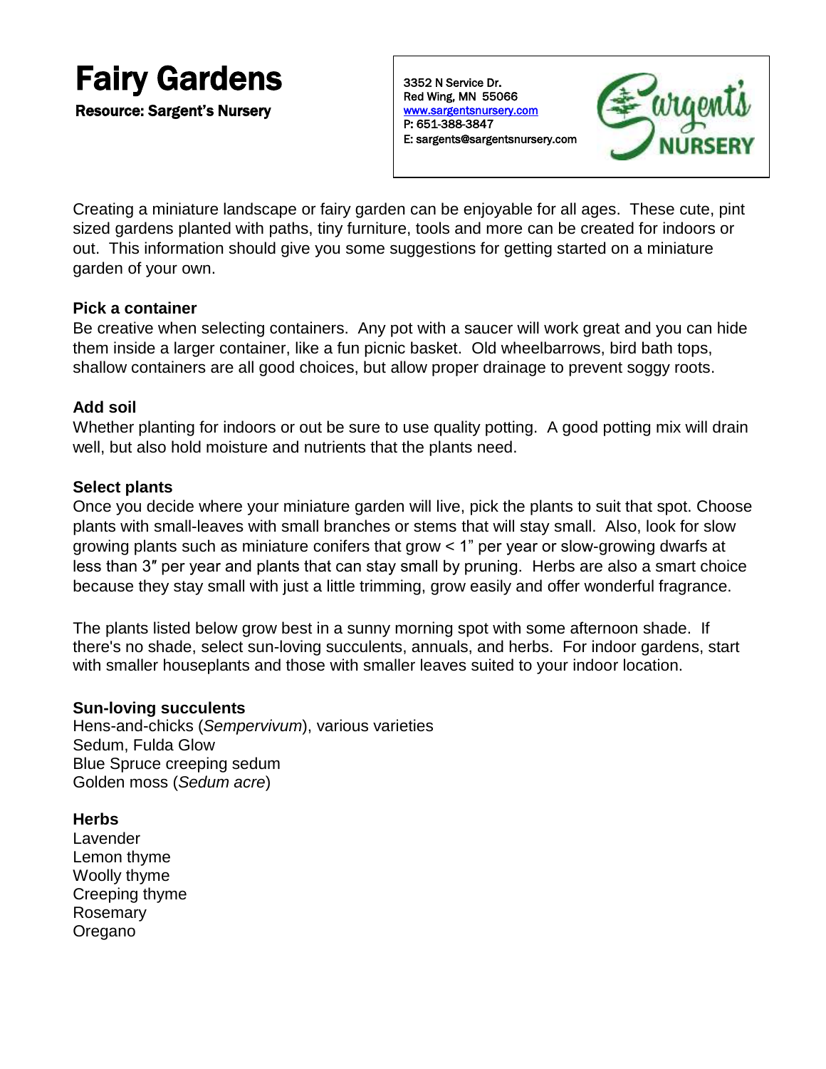# Fairy Gardens

**Resource: Sargent's Nursery**

3352 N Service Dr.
Red Wing, MN 55066
www.sargentsnursery.com
P: 651-388-3847
E: sargents@sargentsnursery.com

Sargent's NURSERY

Creating a miniature landscape or fairy garden can be enjoyable for all ages. These cute, pint sized gardens planted with paths, tiny furniture, tools and more can be created for indoors or out. This information should give you some suggestions for getting started on a miniature garden of your own.

**Pick a container**

Be creative when selecting containers. Any pot with a saucer will work great and you can hide them inside a larger container, like a fun picnic basket. Old wheelbarrows, bird bath tops, shallow containers are all good choices, but allow proper drainage to prevent soggy roots.

**Add soil**

Whether planting for indoors or out be sure to use quality potting. A good potting mix will drain well, but also hold moisture and nutrients that the plants need.

**Select plants**

Once you decide where your miniature garden will live, pick the plants to suit that spot. Choose plants with small-leaves with small branches or stems that will stay small. Also, look for slow growing plants such as miniature conifers that grow < 1" per year or slow-growing dwarfs at less than 3″ per year and plants that can stay small by pruning. Herbs are also a smart choice because they stay small with just a little trimming, grow easily and offer wonderful fragrance.

The plants listed below grow best in a sunny morning spot with some afternoon shade. If there's no shade, select sun-loving succulents, annuals, and herbs. For indoor gardens, start with smaller houseplants and those with smaller leaves suited to your indoor location.

**Sun-loving succulents**

Hens-and-chicks (*Sempervivum*), various varieties
Sedum, Fulda Glow
Blue Spruce creeping sedum
Golden moss (*Sedum acre*)

**Herbs**

Lavender
Lemon thyme
Woolly thyme
Creeping thyme
Rosemary
Oregano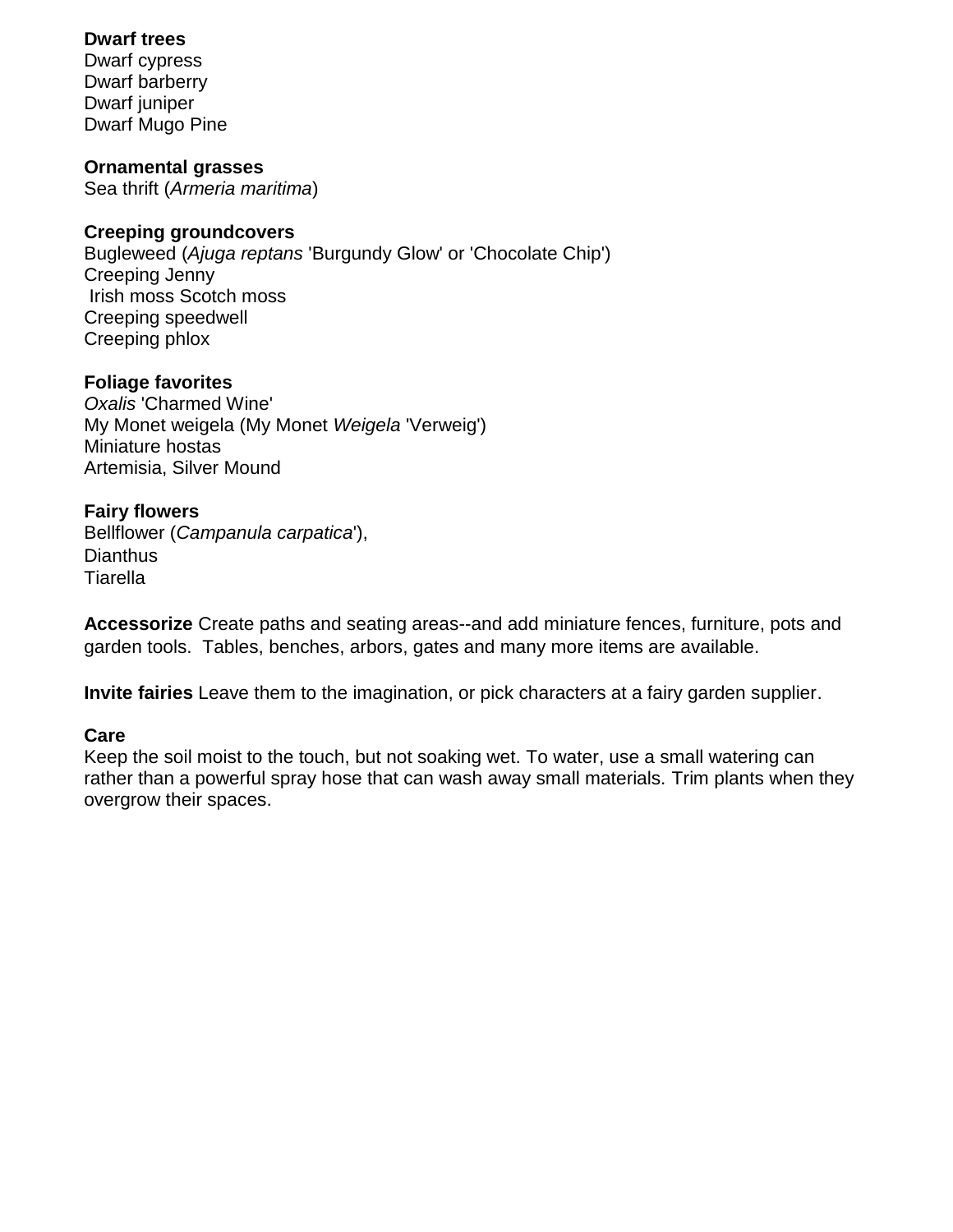**Dwarf trees**
Dwarf cypress
Dwarf barberry
Dwarf juniper
Dwarf Mugo Pine

**Ornamental grasses**
Sea thrift (*Armeria maritima*)

**Creeping groundcovers**
Bugleweed (*Ajuga reptans* 'Burgundy Glow' or 'Chocolate Chip')
Creeping Jenny
Irish moss Scotch moss
Creeping speedwell
Creeping phlox

**Foliage favorites**
*Oxalis* 'Charmed Wine'
My Monet weigela (My Monet *Weigela* 'Verweig')
Miniature hostas
Artemisia, Silver Mound

**Fairy flowers**
Bellflower (*Campanula carpatica*'),
Dianthus
Tiarella

**Accessorize** Create paths and seating areas--and add miniature fences, furniture, pots and garden tools. Tables, benches, arbors, gates and many more items are available.

**Invite fairies** Leave them to the imagination, or pick characters at a fairy garden supplier.

**Care**
Keep the soil moist to the touch, but not soaking wet. To water, use a small watering can rather than a powerful spray hose that can wash away small materials. Trim plants when they overgrow their spaces.